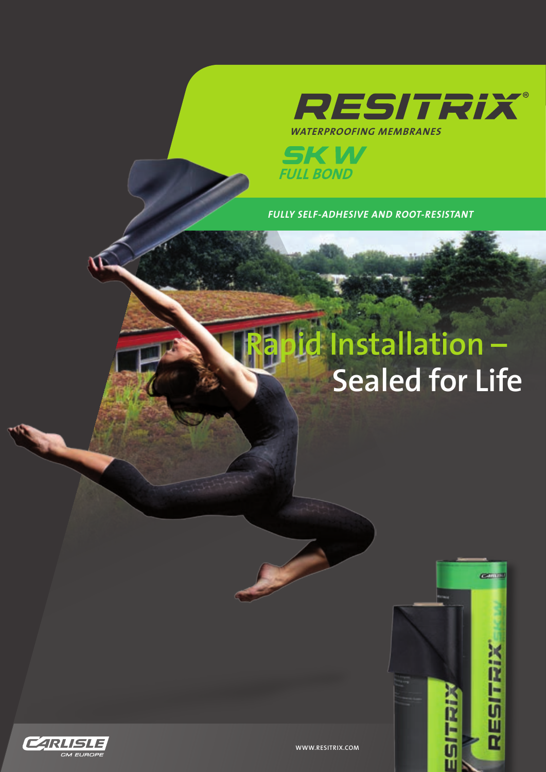# RESITRIX®

*WATERPROOFING MEMBRANES*

## SK W
*FULL BOND*

*FULLY SELF-ADHESIVE AND ROOT-RESISTANT*

# Rapid Installation – Sealed for Life

CARLISLE CM EUROPE

WWW.RESITRIX.COM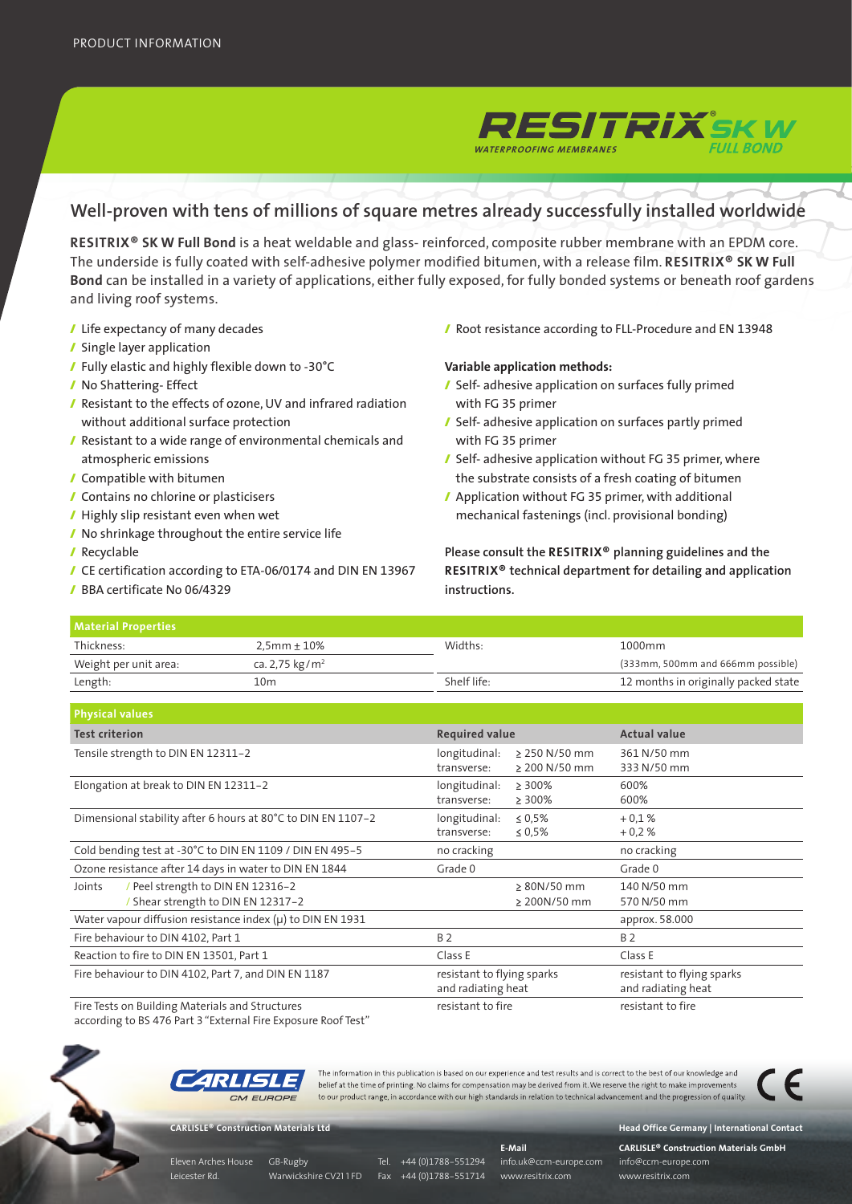PRODUCT INFORMATION

RESITRIX® SK W FULL BOND
WATERPROOFING MEMBRANES

## Well-proven with tens of millions of square metres already successfully installed worldwide

**RESITRIX® SK W Full Bond** is a heat weldable and glass- reinforced, composite rubber membrane with an EPDM core. The underside is fully coated with self-adhesive polymer modified bitumen, with a release film. **RESITRIX® SK W Full Bond** can be installed in a variety of applications, either fully exposed, for fully bonded systems or beneath roof gardens and living roof systems.

- Life expectancy of many decades
- Single layer application
- Fully elastic and highly flexible down to -30°C
- No Shattering- Effect
- Resistant to the effects of ozone, UV and infrared radiation without additional surface protection
- Resistant to a wide range of environmental chemicals and atmospheric emissions
- Compatible with bitumen
- Contains no chlorine or plasticisers
- Highly slip resistant even when wet
- No shrinkage throughout the entire service life
- Recyclable
- CE certification according to ETA-06/0174 and DIN EN 13967
- BBA certificate No 06/4329
- Root resistance according to FLL-Procedure and EN 13948

**Variable application methods:**

- Self- adhesive application on surfaces fully primed with FG 35 primer
- Self- adhesive application on surfaces partly primed with FG 35 primer
- Self- adhesive application without FG 35 primer, where the substrate consists of a fresh coating of bitumen
- Application without FG 35 primer, with additional mechanical fastenings (incl. provisional bonding)

**Please consult the RESITRIX® planning guidelines and the RESITRIX® technical department for detailing and application instructions.**

| Material Properties | | | |
|---|---|---|---|
| Thickness: | 2,5mm ± 10% | Widths: | 1000mm |
| Weight per unit area: | ca. 2,75 kg/m² | | (333mm, 500mm and 666mm possible) |
| Length: | 10m | Shelf life: | 12 months in originally packed state |

| Physical values | | | |
|---|---|---|---|
| **Test criterion** | **Required value** | | **Actual value** |
| Tensile strength to DIN EN 12311–2 | longitudinal:<br>transverse: | ≥ 250 N/50 mm<br>≥ 200 N/50 mm | 361 N/50 mm<br>333 N/50 mm |
| Elongation at break to DIN EN 12311–2 | longitudinal:<br>transverse: | ≥ 300%<br>≥ 300% | 600%<br>600% |
| Dimensional stability after 6 hours at 80°C to DIN EN 1107–2 | longitudinal:<br>transverse: | ≤ 0,5%<br>≤ 0,5% | + 0,1 %<br>+ 0,2 % |
| Cold bending test at -30°C to DIN EN 1109 / DIN EN 495–5 | no cracking | | no cracking |
| Ozone resistance after 14 days in water to DIN EN 1844 | Grade 0 | | Grade 0 |
| Joints / Peel strength to DIN EN 12316–2<br>/ Shear strength to DIN EN 12317–2 | | ≥ 80N/50 mm<br>≥ 200N/50 mm | 140 N/50 mm<br>570 N/50 mm |
| Water vapour diffusion resistance index (μ) to DIN EN 1931 | | | approx. 58.000 |
| Fire behaviour to DIN 4102, Part 1 | B 2 | | B 2 |
| Reaction to fire to DIN EN 13501, Part 1 | Class E | | Class E |
| Fire behaviour to DIN 4102, Part 7, and DIN EN 1187 | resistant to flying sparks and radiating heat | | resistant to flying sparks and radiating heat |
| Fire Tests on Building Materials and Structures according to BS 476 Part 3 "External Fire Exposure Roof Test" | resistant to fire | | resistant to fire |

CARLISLE CM EUROPE

The information in this publication is based on our experience and test results and is correct to the best of our knowledge and belief at the time of printing. No claims for compensation may be derived from it. We reserve the right to make improvements to our product range, in accordance with our high standards in relation to technical advancement and the progression of quality.

**CARLISLE® Construction Materials Ltd**
Eleven Arches House, Leicester Rd.
GB-Rugby, Warwickshire CV21 1FD
Tel. +44 (0)1788–551294
Fax +44 (0)1788–551714

**E-Mail**
info.uk@ccm-europe.com
www.resitrix.com

**Head Office Germany | International Contact**
**CARLISLE® Construction Materials GmbH**
info@ccm-europe.com
www.resitrix.com